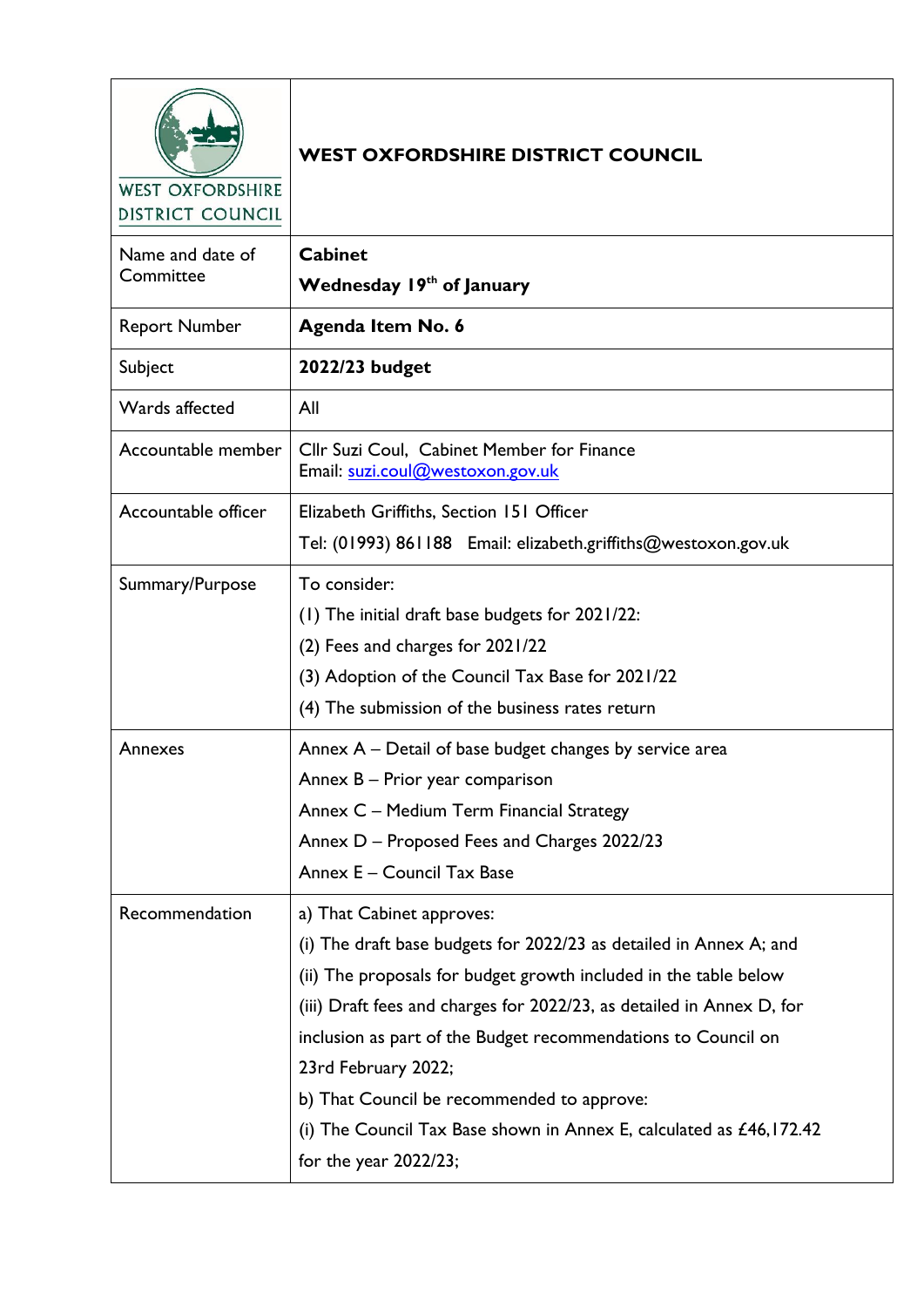| WEST OXFORDSHIRE DISTRICT COUNCIL | **WEST OXFORDSHIRE DISTRICT COUNCIL** |
|---|---|
| Name and date of Committee | **Cabinet**<br>**Wednesday 19th of January** |
| Report Number | **Agenda Item No. 6** |
| Subject | **2022/23 budget** |
| Wards affected | All |
| Accountable member | Cllr Suzi Coul, Cabinet Member for Finance<br>Email: suzi.coul@westoxon.gov.uk |
| Accountable officer | Elizabeth Griffiths, Section 151 Officer<br>Tel: (01993) 861188 Email: elizabeth.griffiths@westoxon.gov.uk |
| Summary/Purpose | To consider:<br>(1) The initial draft base budgets for 2021/22:<br>(2) Fees and charges for 2021/22<br>(3) Adoption of the Council Tax Base for 2021/22<br>(4) The submission of the business rates return |
| Annexes | Annex A – Detail of base budget changes by service area<br>Annex B – Prior year comparison<br>Annex C – Medium Term Financial Strategy<br>Annex D – Proposed Fees and Charges 2022/23<br>Annex E – Council Tax Base |
| Recommendation | a) That Cabinet approves:<br>(i) The draft base budgets for 2022/23 as detailed in Annex A; and<br>(ii) The proposals for budget growth included in the table below<br>(iii) Draft fees and charges for 2022/23, as detailed in Annex D, for inclusion as part of the Budget recommendations to Council on 23rd February 2022;<br>b) That Council be recommended to approve:<br>(i) The Council Tax Base shown in Annex E, calculated as £46,172.42 for the year 2022/23; |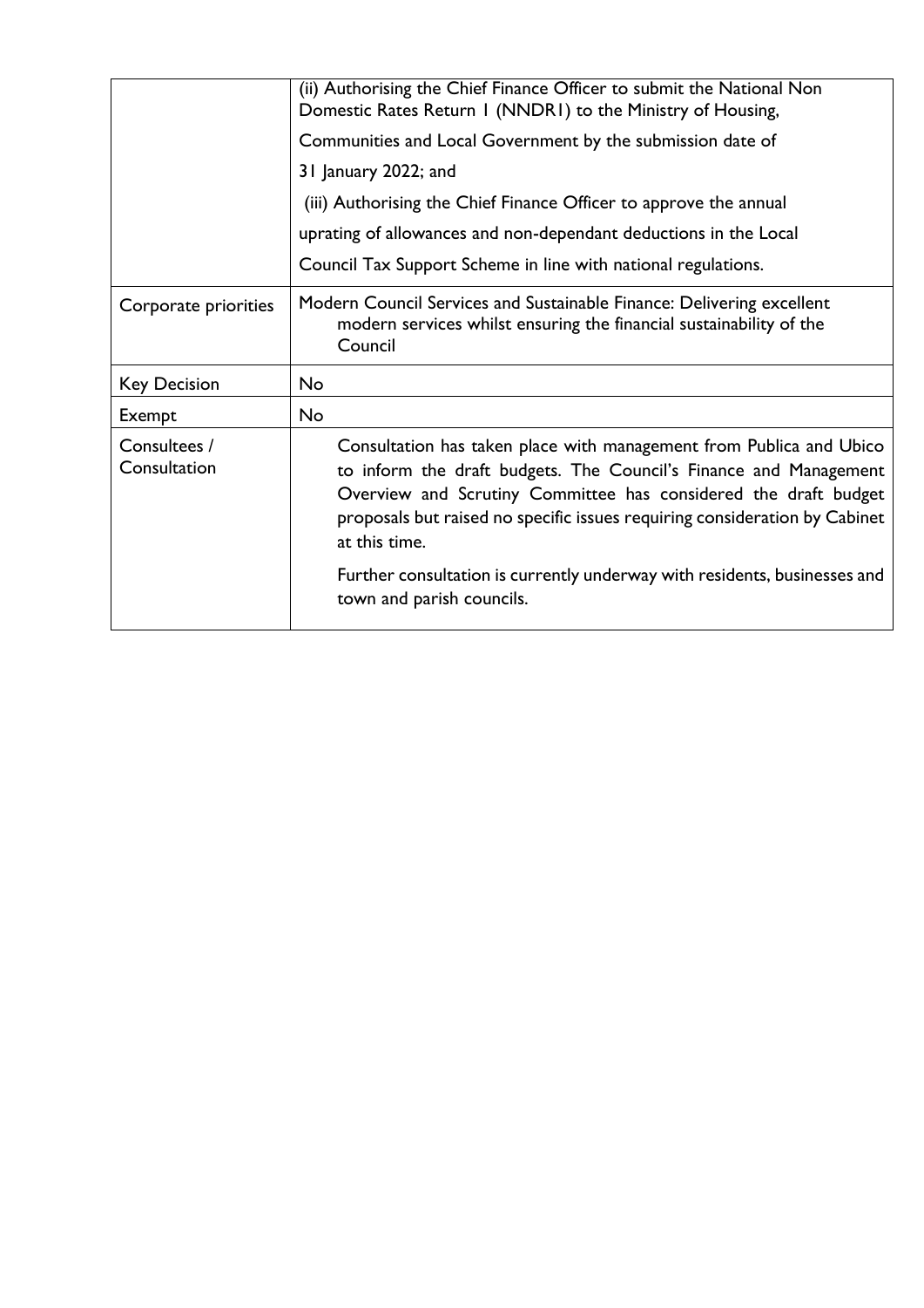| | |
|---|---|
| | (ii) Authorising the Chief Finance Officer to submit the National Non Domestic Rates Return 1 (NNDR1) to the Ministry of Housing, Communities and Local Government by the submission date of 31 January 2022; and<br><br>(iii) Authorising the Chief Finance Officer to approve the annual uprating of allowances and non-dependant deductions in the Local Council Tax Support Scheme in line with national regulations. |
| Corporate priorities | Modern Council Services and Sustainable Finance: Delivering excellent modern services whilst ensuring the financial sustainability of the Council |
| Key Decision | No |
| Exempt | No |
| Consultees / Consultation | Consultation has taken place with management from Publica and Ubico to inform the draft budgets. The Council's Finance and Management Overview and Scrutiny Committee has considered the draft budget proposals but raised no specific issues requiring consideration by Cabinet at this time.<br><br>Further consultation is currently underway with residents, businesses and town and parish councils. |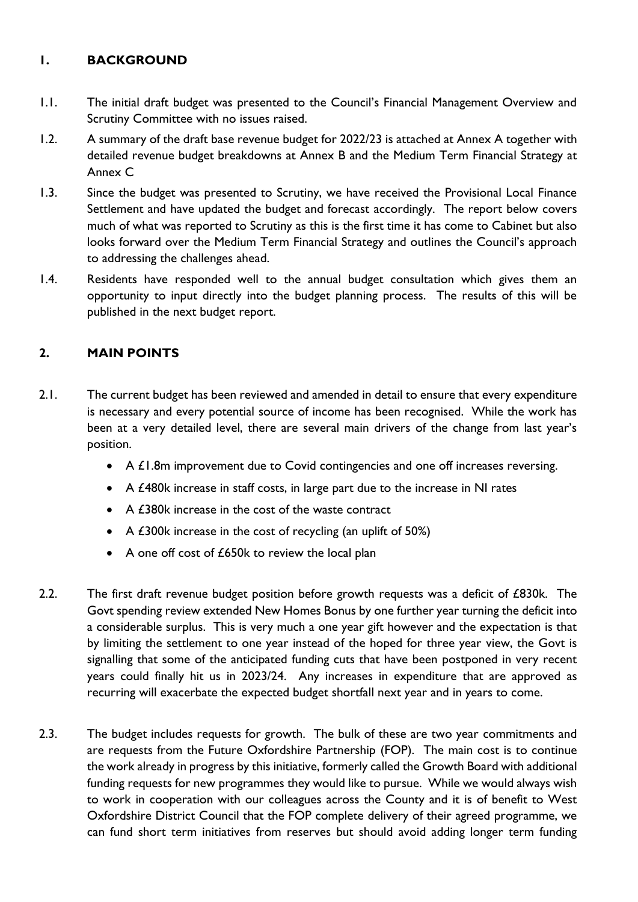## 1. BACKGROUND

1.1. The initial draft budget was presented to the Council's Financial Management Overview and Scrutiny Committee with no issues raised.

1.2. A summary of the draft base revenue budget for 2022/23 is attached at Annex A together with detailed revenue budget breakdowns at Annex B and the Medium Term Financial Strategy at Annex C

1.3. Since the budget was presented to Scrutiny, we have received the Provisional Local Finance Settlement and have updated the budget and forecast accordingly. The report below covers much of what was reported to Scrutiny as this is the first time it has come to Cabinet but also looks forward over the Medium Term Financial Strategy and outlines the Council's approach to addressing the challenges ahead.

1.4. Residents have responded well to the annual budget consultation which gives them an opportunity to input directly into the budget planning process. The results of this will be published in the next budget report.

## 2. MAIN POINTS

2.1. The current budget has been reviewed and amended in detail to ensure that every expenditure is necessary and every potential source of income has been recognised. While the work has been at a very detailed level, there are several main drivers of the change from last year's position.

- A £1.8m improvement due to Covid contingencies and one off increases reversing.
- A £480k increase in staff costs, in large part due to the increase in NI rates
- A £380k increase in the cost of the waste contract
- A £300k increase in the cost of recycling (an uplift of 50%)
- A one off cost of £650k to review the local plan

2.2. The first draft revenue budget position before growth requests was a deficit of £830k. The Govt spending review extended New Homes Bonus by one further year turning the deficit into a considerable surplus. This is very much a one year gift however and the expectation is that by limiting the settlement to one year instead of the hoped for three year view, the Govt is signalling that some of the anticipated funding cuts that have been postponed in very recent years could finally hit us in 2023/24. Any increases in expenditure that are approved as recurring will exacerbate the expected budget shortfall next year and in years to come.

2.3. The budget includes requests for growth. The bulk of these are two year commitments and are requests from the Future Oxfordshire Partnership (FOP). The main cost is to continue the work already in progress by this initiative, formerly called the Growth Board with additional funding requests for new programmes they would like to pursue. While we would always wish to work in cooperation with our colleagues across the County and it is of benefit to West Oxfordshire District Council that the FOP complete delivery of their agreed programme, we can fund short term initiatives from reserves but should avoid adding longer term funding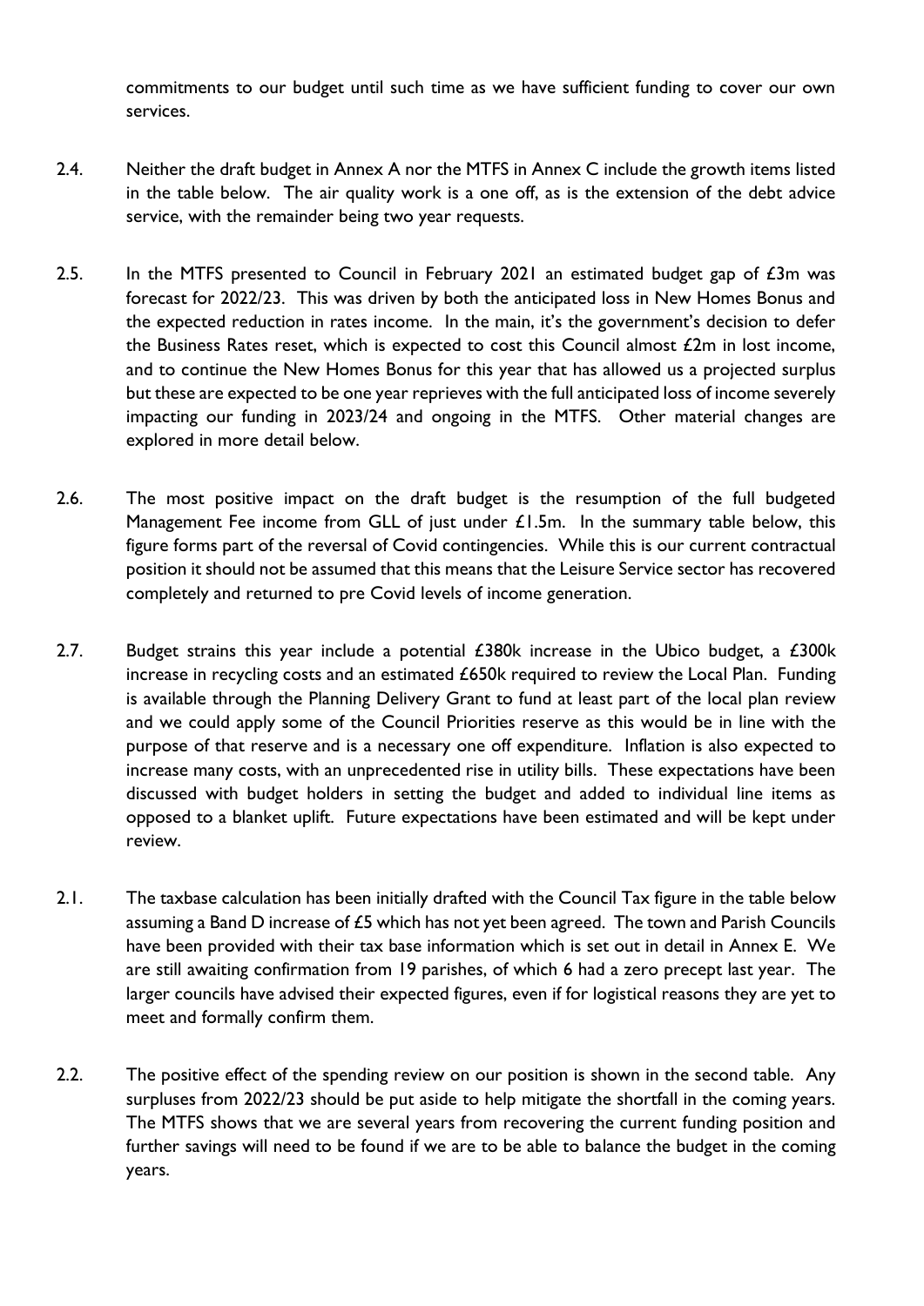commitments to our budget until such time as we have sufficient funding to cover our own services.

2.4. Neither the draft budget in Annex A nor the MTFS in Annex C include the growth items listed in the table below. The air quality work is a one off, as is the extension of the debt advice service, with the remainder being two year requests.

2.5. In the MTFS presented to Council in February 2021 an estimated budget gap of £3m was forecast for 2022/23. This was driven by both the anticipated loss in New Homes Bonus and the expected reduction in rates income. In the main, it's the government's decision to defer the Business Rates reset, which is expected to cost this Council almost £2m in lost income, and to continue the New Homes Bonus for this year that has allowed us a projected surplus but these are expected to be one year reprieves with the full anticipated loss of income severely impacting our funding in 2023/24 and ongoing in the MTFS. Other material changes are explored in more detail below.

2.6. The most positive impact on the draft budget is the resumption of the full budgeted Management Fee income from GLL of just under £1.5m. In the summary table below, this figure forms part of the reversal of Covid contingencies. While this is our current contractual position it should not be assumed that this means that the Leisure Service sector has recovered completely and returned to pre Covid levels of income generation.

2.7. Budget strains this year include a potential £380k increase in the Ubico budget, a £300k increase in recycling costs and an estimated £650k required to review the Local Plan. Funding is available through the Planning Delivery Grant to fund at least part of the local plan review and we could apply some of the Council Priorities reserve as this would be in line with the purpose of that reserve and is a necessary one off expenditure. Inflation is also expected to increase many costs, with an unprecedented rise in utility bills. These expectations have been discussed with budget holders in setting the budget and added to individual line items as opposed to a blanket uplift. Future expectations have been estimated and will be kept under review.

2.1. The taxbase calculation has been initially drafted with the Council Tax figure in the table below assuming a Band D increase of £5 which has not yet been agreed. The town and Parish Councils have been provided with their tax base information which is set out in detail in Annex E. We are still awaiting confirmation from 19 parishes, of which 6 had a zero precept last year. The larger councils have advised their expected figures, even if for logistical reasons they are yet to meet and formally confirm them.

2.2. The positive effect of the spending review on our position is shown in the second table. Any surpluses from 2022/23 should be put aside to help mitigate the shortfall in the coming years. The MTFS shows that we are several years from recovering the current funding position and further savings will need to be found if we are to be able to balance the budget in the coming years.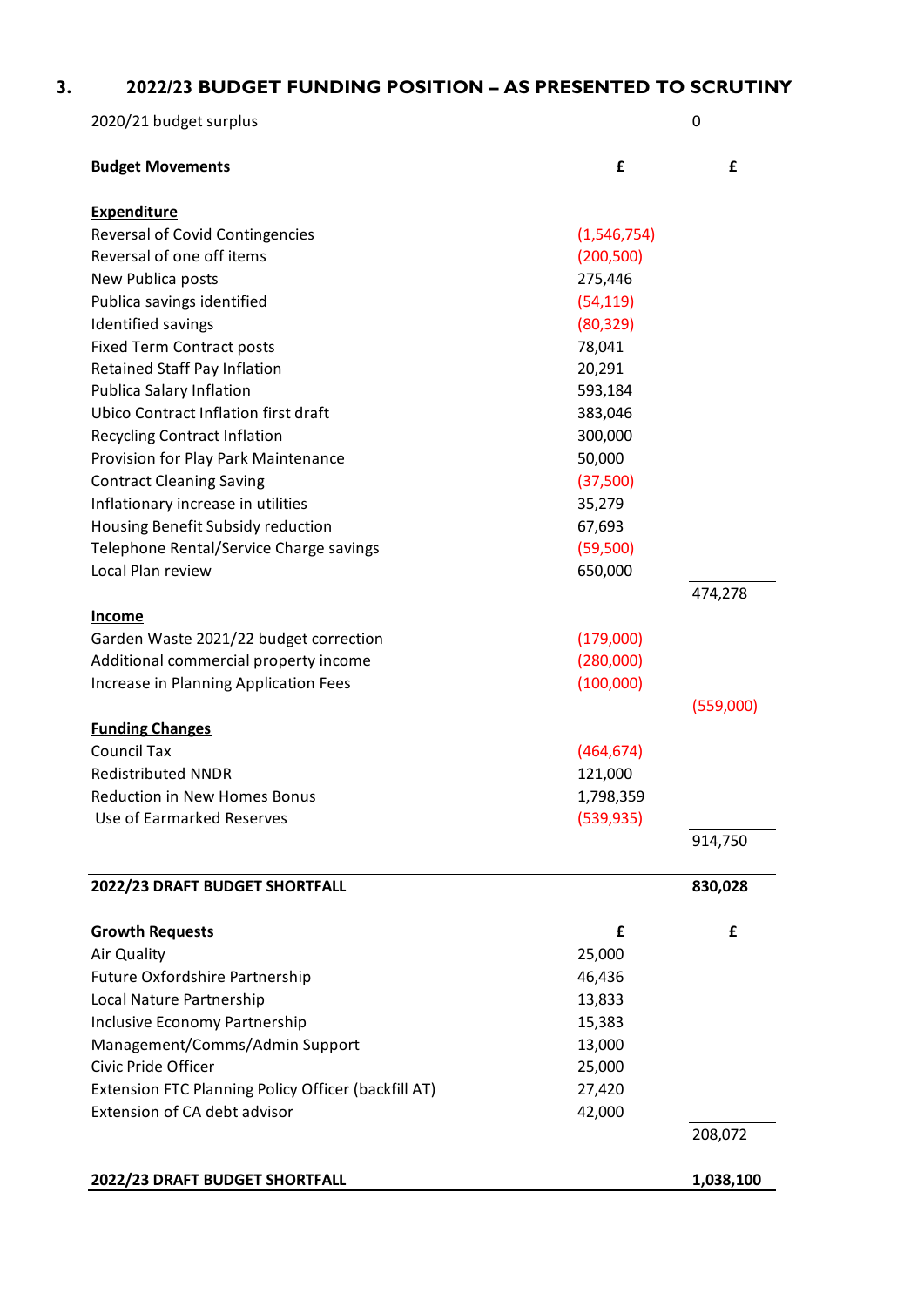## 3. 2022/23 BUDGET FUNDING POSITION – AS PRESENTED TO SCRUTINY

| | | |
|---|---|---|
| 2020/21 budget surplus | | 0 |
| **Budget Movements** | **£** | **£** |
| **Expenditure** | | |
| Reversal of Covid Contingencies | (1,546,754) | |
| Reversal of one off items | (200,500) | |
| New Publica posts | 275,446 | |
| Publica savings identified | (54,119) | |
| Identified savings | (80,329) | |
| Fixed Term Contract posts | 78,041 | |
| Retained Staff Pay Inflation | 20,291 | |
| Publica Salary Inflation | 593,184 | |
| Ubico Contract Inflation first draft | 383,046 | |
| Recycling Contract Inflation | 300,000 | |
| Provision for Play Park Maintenance | 50,000 | |
| Contract Cleaning Saving | (37,500) | |
| Inflationary increase in utilities | 35,279 | |
| Housing Benefit Subsidy reduction | 67,693 | |
| Telephone Rental/Service Charge savings | (59,500) | |
| Local Plan review | 650,000 | |
| | | 474,278 |
| **Income** | | |
| Garden Waste 2021/22 budget correction | (179,000) | |
| Additional commercial property income | (280,000) | |
| Increase in Planning Application Fees | (100,000) | |
| | | (559,000) |
| **Funding Changes** | | |
| Council Tax | (464,674) | |
| Redistributed NNDR | 121,000 | |
| Reduction in New Homes Bonus | 1,798,359 | |
| Use of Earmarked Reserves | (539,935) | |
| | | 914,750 |
| **2022/23 DRAFT BUDGET SHORTFALL** | | **830,028** |
| **Growth Requests** | **£** | **£** |
| Air Quality | 25,000 | |
| Future Oxfordshire Partnership | 46,436 | |
| Local Nature Partnership | 13,833 | |
| Inclusive Economy Partnership | 15,383 | |
| Management/Comms/Admin Support | 13,000 | |
| Civic Pride Officer | 25,000 | |
| Extension FTC Planning Policy Officer (backfill AT) | 27,420 | |
| Extension of CA debt advisor | 42,000 | |
| | | 208,072 |
| **2022/23 DRAFT BUDGET SHORTFALL** | | **1,038,100** |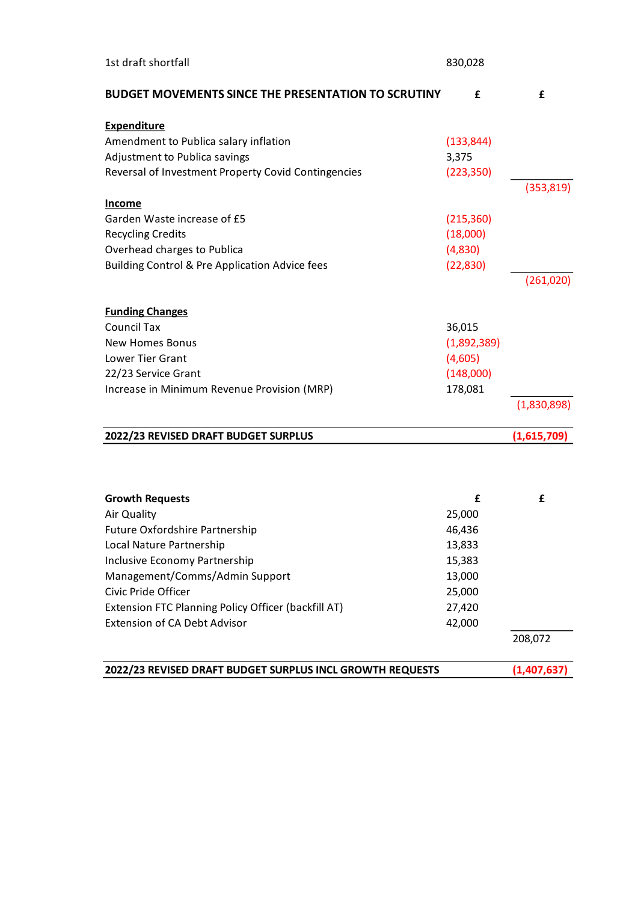| | | |
|---|---|---|
| 1st draft shortfall | 830,028 | |
| **BUDGET MOVEMENTS SINCE THE PRESENTATION TO SCRUTINY** | **£** | **£** |
| **Expenditure** | | |
| Amendment to Publica salary inflation | (133,844) | |
| Adjustment to Publica savings | 3,375 | |
| Reversal of Investment Property Covid Contingencies | (223,350) | |
| | | (353,819) |
| **Income** | | |
| Garden Waste increase of £5 | (215,360) | |
| Recycling Credits | (18,000) | |
| Overhead charges to Publica | (4,830) | |
| Building Control & Pre Application Advice fees | (22,830) | |
| | | (261,020) |
| **Funding Changes** | | |
| Council Tax | 36,015 | |
| New Homes Bonus | (1,892,389) | |
| Lower Tier Grant | (4,605) | |
| 22/23 Service Grant | (148,000) | |
| Increase in Minimum Revenue Provision (MRP) | 178,081 | |
| | | (1,830,898) |
| **2022/23 REVISED DRAFT BUDGET SURPLUS** | | **(1,615,709)** |

| **Growth Requests** | **£** | **£** |
|---|---|---|
| Air Quality | 25,000 | |
| Future Oxfordshire Partnership | 46,436 | |
| Local Nature Partnership | 13,833 | |
| Inclusive Economy Partnership | 15,383 | |
| Management/Comms/Admin Support | 13,000 | |
| Civic Pride Officer | 25,000 | |
| Extension FTC Planning Policy Officer (backfill AT) | 27,420 | |
| Extension of CA Debt Advisor | 42,000 | |
| | | 208,072 |
| **2022/23 REVISED DRAFT BUDGET SURPLUS INCL GROWTH REQUESTS** | | **(1,407,637)** |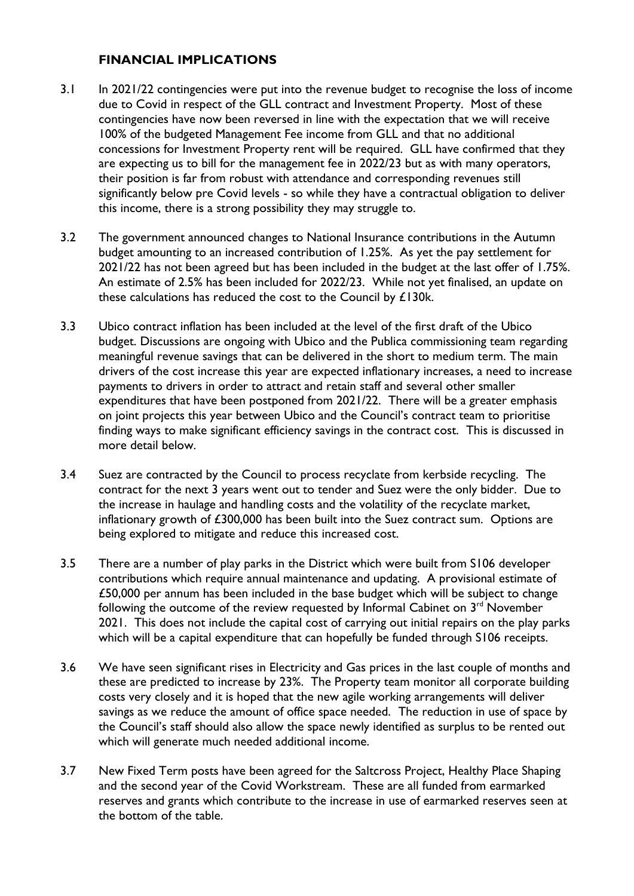## FINANCIAL IMPLICATIONS

3.1 In 2021/22 contingencies were put into the revenue budget to recognise the loss of income due to Covid in respect of the GLL contract and Investment Property. Most of these contingencies have now been reversed in line with the expectation that we will receive 100% of the budgeted Management Fee income from GLL and that no additional concessions for Investment Property rent will be required. GLL have confirmed that they are expecting us to bill for the management fee in 2022/23 but as with many operators, their position is far from robust with attendance and corresponding revenues still significantly below pre Covid levels - so while they have a contractual obligation to deliver this income, there is a strong possibility they may struggle to.

3.2 The government announced changes to National Insurance contributions in the Autumn budget amounting to an increased contribution of 1.25%. As yet the pay settlement for 2021/22 has not been agreed but has been included in the budget at the last offer of 1.75%. An estimate of 2.5% has been included for 2022/23. While not yet finalised, an update on these calculations has reduced the cost to the Council by £130k.

3.3 Ubico contract inflation has been included at the level of the first draft of the Ubico budget. Discussions are ongoing with Ubico and the Publica commissioning team regarding meaningful revenue savings that can be delivered in the short to medium term. The main drivers of the cost increase this year are expected inflationary increases, a need to increase payments to drivers in order to attract and retain staff and several other smaller expenditures that have been postponed from 2021/22. There will be a greater emphasis on joint projects this year between Ubico and the Council's contract team to prioritise finding ways to make significant efficiency savings in the contract cost. This is discussed in more detail below.

3.4 Suez are contracted by the Council to process recyclate from kerbside recycling. The contract for the next 3 years went out to tender and Suez were the only bidder. Due to the increase in haulage and handling costs and the volatility of the recyclate market, inflationary growth of £300,000 has been built into the Suez contract sum. Options are being explored to mitigate and reduce this increased cost.

3.5 There are a number of play parks in the District which were built from S106 developer contributions which require annual maintenance and updating. A provisional estimate of £50,000 per annum has been included in the base budget which will be subject to change following the outcome of the review requested by Informal Cabinet on 3rd November 2021. This does not include the capital cost of carrying out initial repairs on the play parks which will be a capital expenditure that can hopefully be funded through S106 receipts.

3.6 We have seen significant rises in Electricity and Gas prices in the last couple of months and these are predicted to increase by 23%. The Property team monitor all corporate building costs very closely and it is hoped that the new agile working arrangements will deliver savings as we reduce the amount of office space needed. The reduction in use of space by the Council's staff should also allow the space newly identified as surplus to be rented out which will generate much needed additional income.

3.7 New Fixed Term posts have been agreed for the Saltcross Project, Healthy Place Shaping and the second year of the Covid Workstream. These are all funded from earmarked reserves and grants which contribute to the increase in use of earmarked reserves seen at the bottom of the table.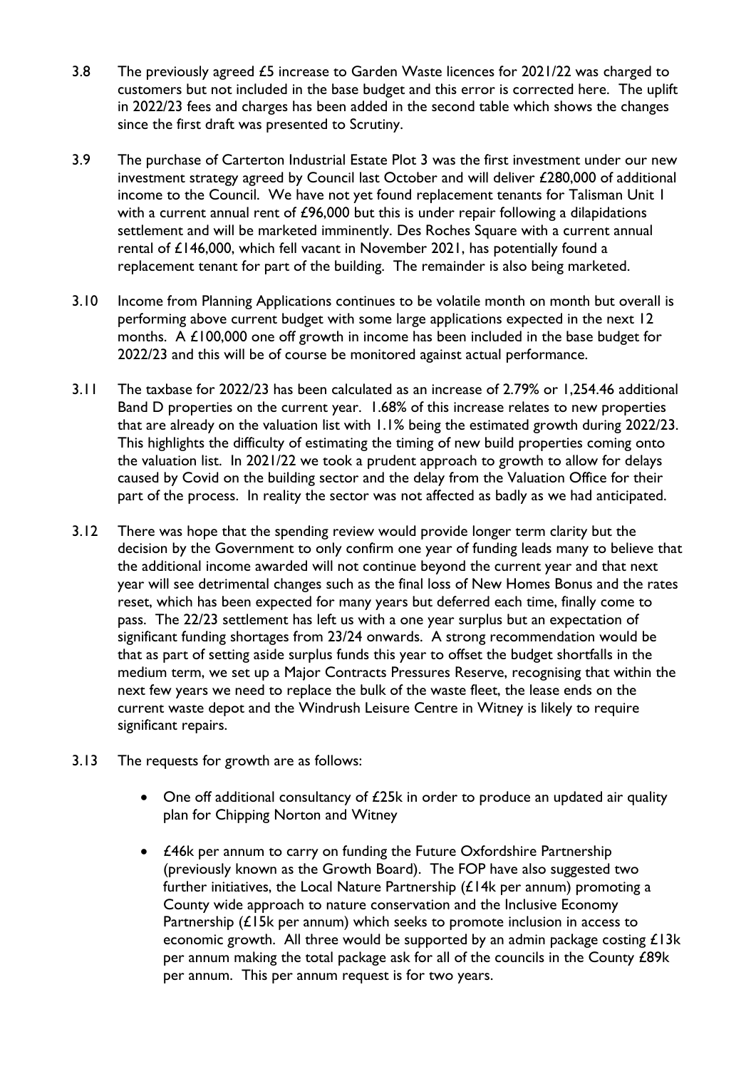3.8 The previously agreed £5 increase to Garden Waste licences for 2021/22 was charged to customers but not included in the base budget and this error is corrected here. The uplift in 2022/23 fees and charges has been added in the second table which shows the changes since the first draft was presented to Scrutiny.

3.9 The purchase of Carterton Industrial Estate Plot 3 was the first investment under our new investment strategy agreed by Council last October and will deliver £280,000 of additional income to the Council. We have not yet found replacement tenants for Talisman Unit 1 with a current annual rent of £96,000 but this is under repair following a dilapidations settlement and will be marketed imminently. Des Roches Square with a current annual rental of £146,000, which fell vacant in November 2021, has potentially found a replacement tenant for part of the building. The remainder is also being marketed.

3.10 Income from Planning Applications continues to be volatile month on month but overall is performing above current budget with some large applications expected in the next 12 months. A £100,000 one off growth in income has been included in the base budget for 2022/23 and this will be of course be monitored against actual performance.

3.11 The taxbase for 2022/23 has been calculated as an increase of 2.79% or 1,254.46 additional Band D properties on the current year. 1.68% of this increase relates to new properties that are already on the valuation list with 1.1% being the estimated growth during 2022/23. This highlights the difficulty of estimating the timing of new build properties coming onto the valuation list. In 2021/22 we took a prudent approach to growth to allow for delays caused by Covid on the building sector and the delay from the Valuation Office for their part of the process. In reality the sector was not affected as badly as we had anticipated.

3.12 There was hope that the spending review would provide longer term clarity but the decision by the Government to only confirm one year of funding leads many to believe that the additional income awarded will not continue beyond the current year and that next year will see detrimental changes such as the final loss of New Homes Bonus and the rates reset, which has been expected for many years but deferred each time, finally come to pass. The 22/23 settlement has left us with a one year surplus but an expectation of significant funding shortages from 23/24 onwards. A strong recommendation would be that as part of setting aside surplus funds this year to offset the budget shortfalls in the medium term, we set up a Major Contracts Pressures Reserve, recognising that within the next few years we need to replace the bulk of the waste fleet, the lease ends on the current waste depot and the Windrush Leisure Centre in Witney is likely to require significant repairs.

3.13 The requests for growth are as follows:

- One off additional consultancy of £25k in order to produce an updated air quality plan for Chipping Norton and Witney

- £46k per annum to carry on funding the Future Oxfordshire Partnership (previously known as the Growth Board). The FOP have also suggested two further initiatives, the Local Nature Partnership (£14k per annum) promoting a County wide approach to nature conservation and the Inclusive Economy Partnership (£15k per annum) which seeks to promote inclusion in access to economic growth. All three would be supported by an admin package costing £13k per annum making the total package ask for all of the councils in the County £89k per annum. This per annum request is for two years.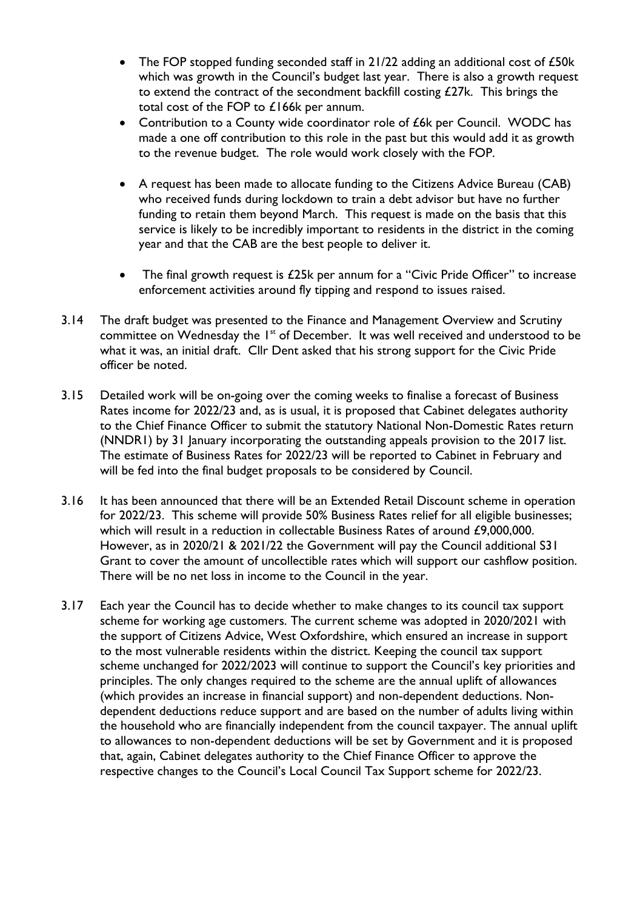- The FOP stopped funding seconded staff in 21/22 adding an additional cost of £50k which was growth in the Council's budget last year. There is also a growth request to extend the contract of the secondment backfill costing £27k. This brings the total cost of the FOP to £166k per annum.
- Contribution to a County wide coordinator role of £6k per Council. WODC has made a one off contribution to this role in the past but this would add it as growth to the revenue budget. The role would work closely with the FOP.
- A request has been made to allocate funding to the Citizens Advice Bureau (CAB) who received funds during lockdown to train a debt advisor but have no further funding to retain them beyond March. This request is made on the basis that this service is likely to be incredibly important to residents in the district in the coming year and that the CAB are the best people to deliver it.
- The final growth request is £25k per annum for a "Civic Pride Officer" to increase enforcement activities around fly tipping and respond to issues raised.

3.14 The draft budget was presented to the Finance and Management Overview and Scrutiny committee on Wednesday the 1st of December. It was well received and understood to be what it was, an initial draft. Cllr Dent asked that his strong support for the Civic Pride officer be noted.

3.15 Detailed work will be on-going over the coming weeks to finalise a forecast of Business Rates income for 2022/23 and, as is usual, it is proposed that Cabinet delegates authority to the Chief Finance Officer to submit the statutory National Non-Domestic Rates return (NNDR1) by 31 January incorporating the outstanding appeals provision to the 2017 list. The estimate of Business Rates for 2022/23 will be reported to Cabinet in February and will be fed into the final budget proposals to be considered by Council.

3.16 It has been announced that there will be an Extended Retail Discount scheme in operation for 2022/23. This scheme will provide 50% Business Rates relief for all eligible businesses; which will result in a reduction in collectable Business Rates of around £9,000,000. However, as in 2020/21 & 2021/22 the Government will pay the Council additional S31 Grant to cover the amount of uncollectible rates which will support our cashflow position. There will be no net loss in income to the Council in the year.

3.17 Each year the Council has to decide whether to make changes to its council tax support scheme for working age customers. The current scheme was adopted in 2020/2021 with the support of Citizens Advice, West Oxfordshire, which ensured an increase in support to the most vulnerable residents within the district. Keeping the council tax support scheme unchanged for 2022/2023 will continue to support the Council's key priorities and principles. The only changes required to the scheme are the annual uplift of allowances (which provides an increase in financial support) and non-dependent deductions. Non-dependent deductions reduce support and are based on the number of adults living within the household who are financially independent from the council taxpayer. The annual uplift to allowances to non-dependent deductions will be set by Government and it is proposed that, again, Cabinet delegates authority to the Chief Finance Officer to approve the respective changes to the Council's Local Council Tax Support scheme for 2022/23.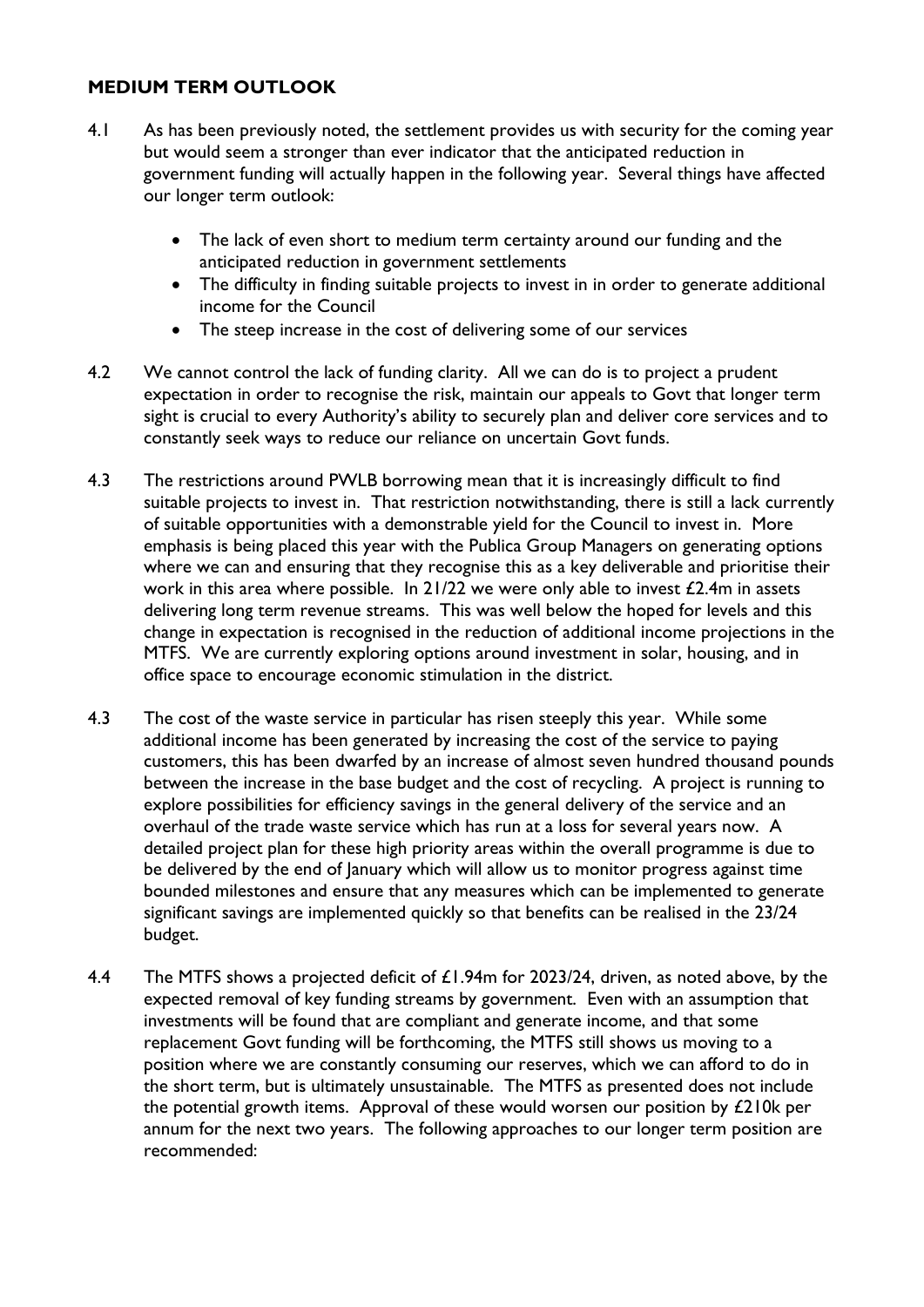## MEDIUM TERM OUTLOOK

4.1 As has been previously noted, the settlement provides us with security for the coming year but would seem a stronger than ever indicator that the anticipated reduction in government funding will actually happen in the following year. Several things have affected our longer term outlook:

- The lack of even short to medium term certainty around our funding and the anticipated reduction in government settlements
- The difficulty in finding suitable projects to invest in in order to generate additional income for the Council
- The steep increase in the cost of delivering some of our services

4.2 We cannot control the lack of funding clarity. All we can do is to project a prudent expectation in order to recognise the risk, maintain our appeals to Govt that longer term sight is crucial to every Authority's ability to securely plan and deliver core services and to constantly seek ways to reduce our reliance on uncertain Govt funds.

4.3 The restrictions around PWLB borrowing mean that it is increasingly difficult to find suitable projects to invest in. That restriction notwithstanding, there is still a lack currently of suitable opportunities with a demonstrable yield for the Council to invest in. More emphasis is being placed this year with the Publica Group Managers on generating options where we can and ensuring that they recognise this as a key deliverable and prioritise their work in this area where possible. In 21/22 we were only able to invest £2.4m in assets delivering long term revenue streams. This was well below the hoped for levels and this change in expectation is recognised in the reduction of additional income projections in the MTFS. We are currently exploring options around investment in solar, housing, and in office space to encourage economic stimulation in the district.

4.3 The cost of the waste service in particular has risen steeply this year. While some additional income has been generated by increasing the cost of the service to paying customers, this has been dwarfed by an increase of almost seven hundred thousand pounds between the increase in the base budget and the cost of recycling. A project is running to explore possibilities for efficiency savings in the general delivery of the service and an overhaul of the trade waste service which has run at a loss for several years now. A detailed project plan for these high priority areas within the overall programme is due to be delivered by the end of January which will allow us to monitor progress against time bounded milestones and ensure that any measures which can be implemented to generate significant savings are implemented quickly so that benefits can be realised in the 23/24 budget.

4.4 The MTFS shows a projected deficit of £1.94m for 2023/24, driven, as noted above, by the expected removal of key funding streams by government. Even with an assumption that investments will be found that are compliant and generate income, and that some replacement Govt funding will be forthcoming, the MTFS still shows us moving to a position where we are constantly consuming our reserves, which we can afford to do in the short term, but is ultimately unsustainable. The MTFS as presented does not include the potential growth items. Approval of these would worsen our position by £210k per annum for the next two years. The following approaches to our longer term position are recommended: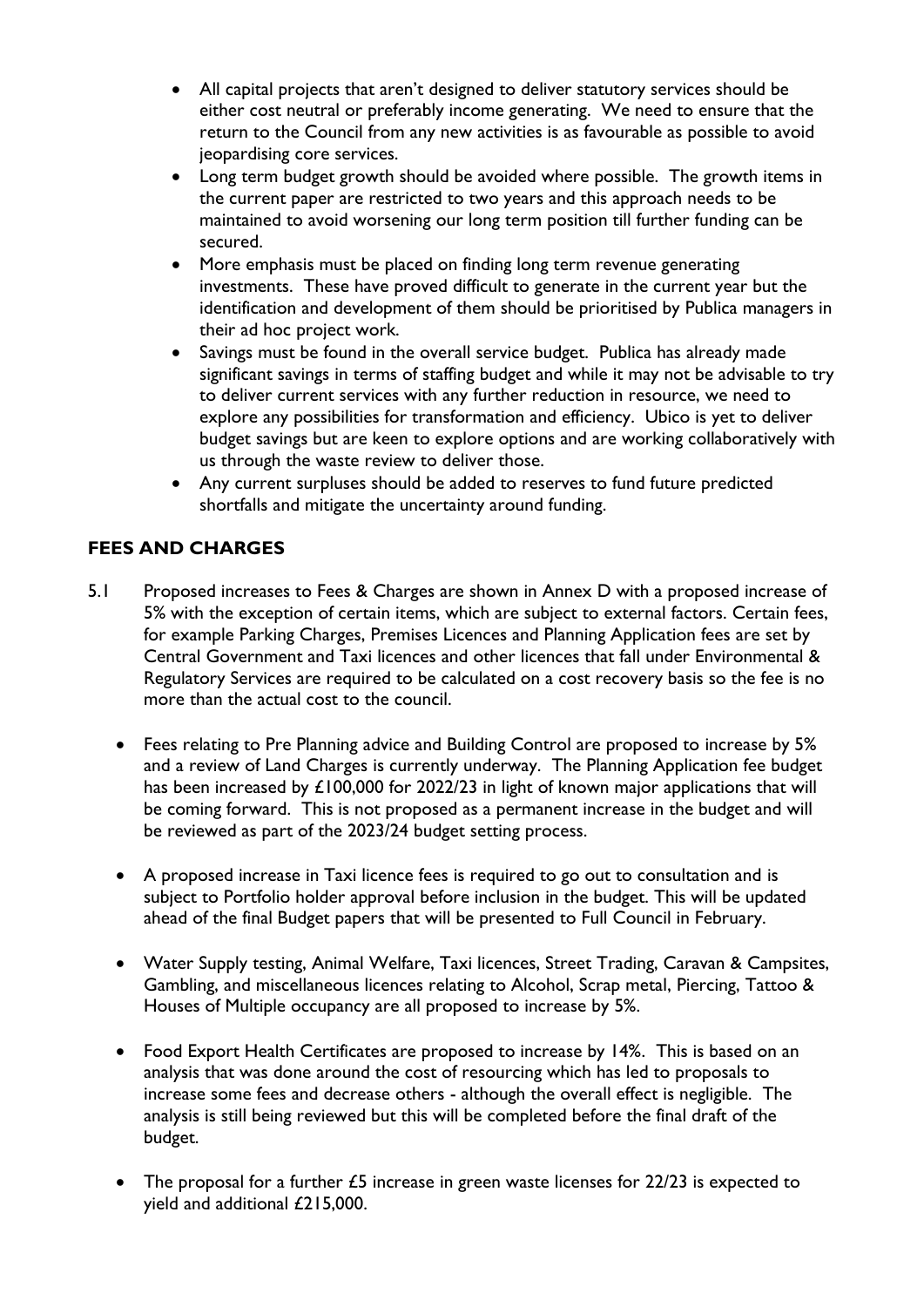- All capital projects that aren't designed to deliver statutory services should be either cost neutral or preferably income generating. We need to ensure that the return to the Council from any new activities is as favourable as possible to avoid jeopardising core services.
- Long term budget growth should be avoided where possible. The growth items in the current paper are restricted to two years and this approach needs to be maintained to avoid worsening our long term position till further funding can be secured.
- More emphasis must be placed on finding long term revenue generating investments. These have proved difficult to generate in the current year but the identification and development of them should be prioritised by Publica managers in their ad hoc project work.
- Savings must be found in the overall service budget. Publica has already made significant savings in terms of staffing budget and while it may not be advisable to try to deliver current services with any further reduction in resource, we need to explore any possibilities for transformation and efficiency. Ubico is yet to deliver budget savings but are keen to explore options and are working collaboratively with us through the waste review to deliver those.
- Any current surpluses should be added to reserves to fund future predicted shortfalls and mitigate the uncertainty around funding.

## FEES AND CHARGES

5.1 Proposed increases to Fees & Charges are shown in Annex D with a proposed increase of 5% with the exception of certain items, which are subject to external factors. Certain fees, for example Parking Charges, Premises Licences and Planning Application fees are set by Central Government and Taxi licences and other licences that fall under Environmental & Regulatory Services are required to be calculated on a cost recovery basis so the fee is no more than the actual cost to the council.

- Fees relating to Pre Planning advice and Building Control are proposed to increase by 5% and a review of Land Charges is currently underway. The Planning Application fee budget has been increased by £100,000 for 2022/23 in light of known major applications that will be coming forward. This is not proposed as a permanent increase in the budget and will be reviewed as part of the 2023/24 budget setting process.

- A proposed increase in Taxi licence fees is required to go out to consultation and is subject to Portfolio holder approval before inclusion in the budget. This will be updated ahead of the final Budget papers that will be presented to Full Council in February.

- Water Supply testing, Animal Welfare, Taxi licences, Street Trading, Caravan & Campsites, Gambling, and miscellaneous licences relating to Alcohol, Scrap metal, Piercing, Tattoo & Houses of Multiple occupancy are all proposed to increase by 5%.

- Food Export Health Certificates are proposed to increase by 14%. This is based on an analysis that was done around the cost of resourcing which has led to proposals to increase some fees and decrease others - although the overall effect is negligible. The analysis is still being reviewed but this will be completed before the final draft of the budget.

- The proposal for a further £5 increase in green waste licenses for 22/23 is expected to yield and additional £215,000.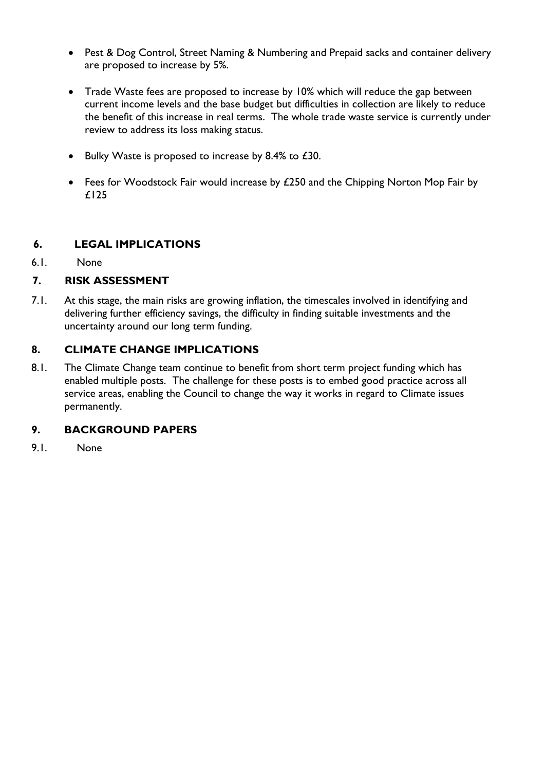- Pest & Dog Control, Street Naming & Numbering and Prepaid sacks and container delivery are proposed to increase by 5%.
- Trade Waste fees are proposed to increase by 10% which will reduce the gap between current income levels and the base budget but difficulties in collection are likely to reduce the benefit of this increase in real terms. The whole trade waste service is currently under review to address its loss making status.
- Bulky Waste is proposed to increase by 8.4% to £30.
- Fees for Woodstock Fair would increase by £250 and the Chipping Norton Mop Fair by £125

## 6. LEGAL IMPLICATIONS

6.1. None

## 7. RISK ASSESSMENT

7.1. At this stage, the main risks are growing inflation, the timescales involved in identifying and delivering further efficiency savings, the difficulty in finding suitable investments and the uncertainty around our long term funding.

## 8. CLIMATE CHANGE IMPLICATIONS

8.1. The Climate Change team continue to benefit from short term project funding which has enabled multiple posts. The challenge for these posts is to embed good practice across all service areas, enabling the Council to change the way it works in regard to Climate issues permanently.

## 9. BACKGROUND PAPERS

9.1. None